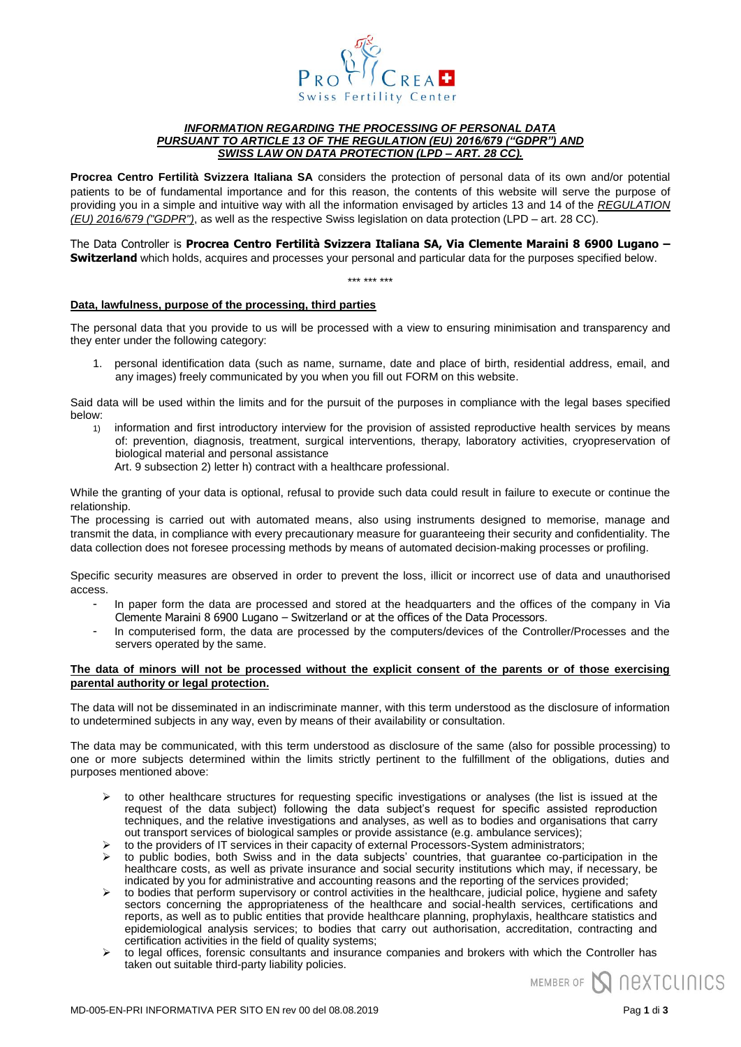## *INFORMATION REGARDING THE PROCESSING OF PERSONAL DATA PURSUANT TO ARTICLE 13 OF THE REGULATION (EU) 2016/679 ("GDPR") AND SWISS LAW ON DATA PROTECTION (LPD – ART. 28 CC).*

**Procrea Centro Fertilità Svizzera Italiana SA** considers the protection of personal data of its own and/or potential patients to be of fundamental importance and for this reason, the contents of this website will serve the purpose of providing you in a simple and intuitive way with all the information envisaged by articles 13 and 14 of the *REGULATION (EU) 2016/679 ("GDPR")*, as well as the respective Swiss legislation on data protection (LPD – art. 28 CC).

The Data Controller is **Procrea Centro Fertilità Svizzera Italiana SA, Via Clemente Maraini 8 6900 Lugano – Switzerland** which holds, acquires and processes your personal and particular data for the purposes specified below.

\*\*\* \*\*\* \*\*\*

**Data, lawfulness, purpose of the processing, third parties**

The personal data that you provide to us will be processed with a view to ensuring minimisation and transparency and they enter under the following category:

1. personal identification data (such as name, surname, date and place of birth, residential address, email, and any images) freely communicated by you when you fill out FORM on this website.

Said data will be used within the limits and for the pursuit of the purposes in compliance with the legal bases specified below:

1) information and first introductory interview for the provision of assisted reproductive health services by means of: prevention, diagnosis, treatment, surgical interventions, therapy, laboratory activities, cryopreservation of biological material and personal assistance
   Art. 9 subsection 2) letter h) contract with a healthcare professional.

While the granting of your data is optional, refusal to provide such data could result in failure to execute or continue the relationship.
The processing is carried out with automated means, also using instruments designed to memorise, manage and transmit the data, in compliance with every precautionary measure for guaranteeing their security and confidentiality. The data collection does not foresee processing methods by means of automated decision-making processes or profiling.

Specific security measures are observed in order to prevent the loss, illicit or incorrect use of data and unauthorised access.

- In paper form the data are processed and stored at the headquarters and the offices of the company in Via Clemente Maraini 8 6900 Lugano – Switzerland or at the offices of the Data Processors.
- In computerised form, the data are processed by the computers/devices of the Controller/Processes and the servers operated by the same.

**The data of minors will not be processed without the explicit consent of the parents or of those exercising parental authority or legal protection.**

The data will not be disseminated in an indiscriminate manner, with this term understood as the disclosure of information to undetermined subjects in any way, even by means of their availability or consultation.

The data may be communicated, with this term understood as disclosure of the same (also for possible processing) to one or more subjects determined within the limits strictly pertinent to the fulfillment of the obligations, duties and purposes mentioned above:

- to other healthcare structures for requesting specific investigations or analyses (the list is issued at the request of the data subject) following the data subject's request for specific assisted reproduction techniques, and the relative investigations and analyses, as well as to bodies and organisations that carry out transport services of biological samples or provide assistance (e.g. ambulance services);
- to the providers of IT services in their capacity of external Processors-System administrators;
- to public bodies, both Swiss and in the data subjects' countries, that guarantee co-participation in the healthcare costs, as well as private insurance and social security institutions which may, if necessary, be indicated by you for administrative and accounting reasons and the reporting of the services provided;
- to bodies that perform supervisory or control activities in the healthcare, judicial police, hygiene and safety sectors concerning the appropriateness of the healthcare and social-health services, certifications and reports, as well as to public entities that provide healthcare planning, prophylaxis, healthcare statistics and epidemiological analysis services; to bodies that carry out authorisation, accreditation, contracting and certification activities in the field of quality systems;
- to legal offices, forensic consultants and insurance companies and brokers with which the Controller has taken out suitable third-party liability policies.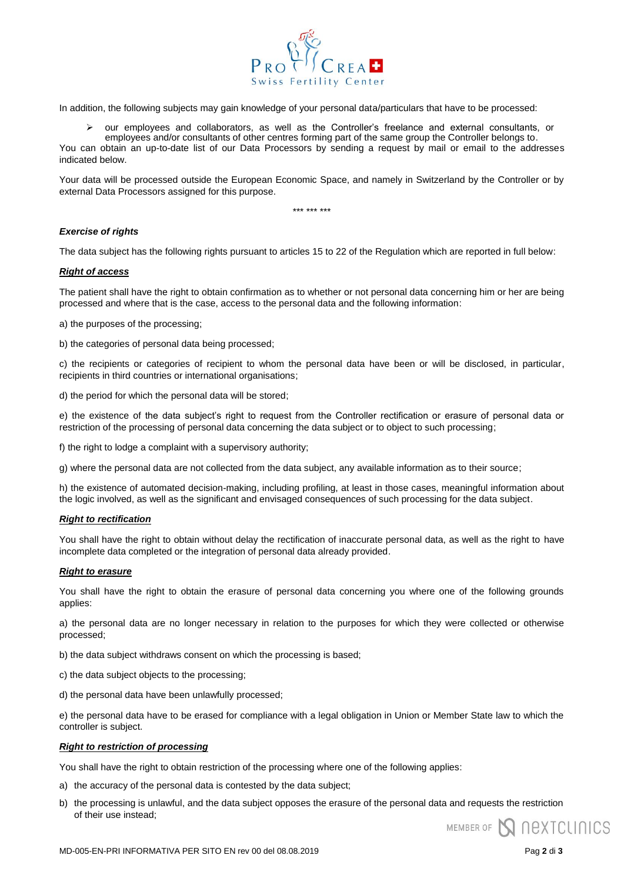In addition, the following subjects may gain knowledge of your personal data/particulars that have to be processed:

- our employees and collaborators, as well as the Controller's freelance and external consultants, or employees and/or consultants of other centres forming part of the same group the Controller belongs to.

You can obtain an up-to-date list of our Data Processors by sending a request by mail or email to the addresses indicated below.

Your data will be processed outside the European Economic Space, and namely in Switzerland by the Controller or by external Data Processors assigned for this purpose.

*** *** ***

***Exercise of rights***

The data subject has the following rights pursuant to articles 15 to 22 of the Regulation which are reported in full below:

***<u>Right of access</u>***

The patient shall have the right to obtain confirmation as to whether or not personal data concerning him or her are being processed and where that is the case, access to the personal data and the following information:

a) the purposes of the processing;

b) the categories of personal data being processed;

c) the recipients or categories of recipient to whom the personal data have been or will be disclosed, in particular, recipients in third countries or international organisations;

d) the period for which the personal data will be stored;

e) the existence of the data subject's right to request from the Controller rectification or erasure of personal data or restriction of the processing of personal data concerning the data subject or to object to such processing;

f) the right to lodge a complaint with a supervisory authority;

g) where the personal data are not collected from the data subject, any available information as to their source;

h) the existence of automated decision-making, including profiling, at least in those cases, meaningful information about the logic involved, as well as the significant and envisaged consequences of such processing for the data subject.

***<u>Right to rectification</u>***

You shall have the right to obtain without delay the rectification of inaccurate personal data, as well as the right to have incomplete data completed or the integration of personal data already provided.

***<u>Right to erasure</u>***

You shall have the right to obtain the erasure of personal data concerning you where one of the following grounds applies:

a) the personal data are no longer necessary in relation to the purposes for which they were collected or otherwise processed;

b) the data subject withdraws consent on which the processing is based;

c) the data subject objects to the processing;

d) the personal data have been unlawfully processed;

e) the personal data have to be erased for compliance with a legal obligation in Union or Member State law to which the controller is subject.

***<u>Right to restriction of processing</u>***

You shall have the right to obtain restriction of the processing where one of the following applies:

a) the accuracy of the personal data is contested by the data subject;

b) the processing is unlawful, and the data subject opposes the erasure of the personal data and requests the restriction of their use instead;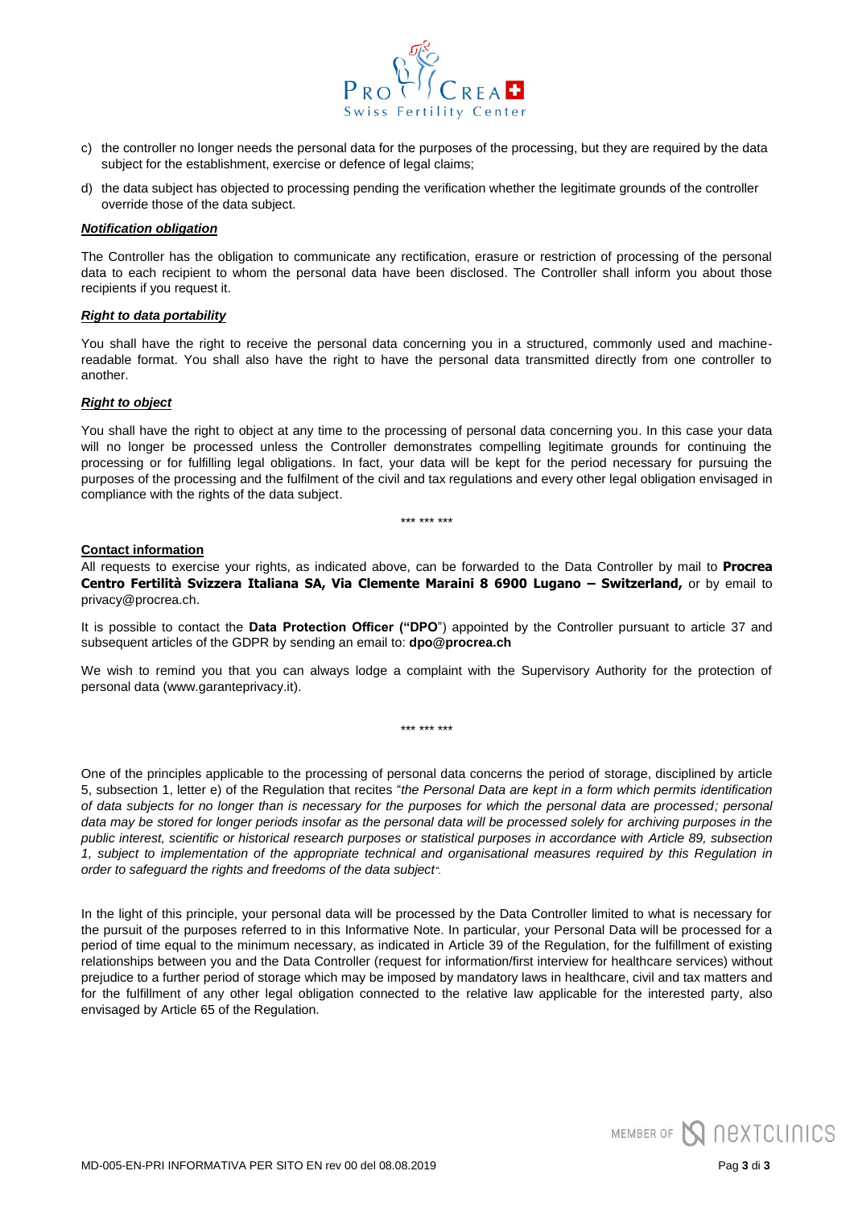c) the controller no longer needs the personal data for the purposes of the processing, but they are required by the data subject for the establishment, exercise or defence of legal claims;

d) the data subject has objected to processing pending the verification whether the legitimate grounds of the controller override those of the data subject.

***Notification obligation***

The Controller has the obligation to communicate any rectification, erasure or restriction of processing of the personal data to each recipient to whom the personal data have been disclosed. The Controller shall inform you about those recipients if you request it.

***Right to data portability***

You shall have the right to receive the personal data concerning you in a structured, commonly used and machine-readable format. You shall also have the right to have the personal data transmitted directly from one controller to another.

***Right to object***

You shall have the right to object at any time to the processing of personal data concerning you. In this case your data will no longer be processed unless the Controller demonstrates compelling legitimate grounds for continuing the processing or for fulfilling legal obligations. In fact, your data will be kept for the period necessary for pursuing the purposes of the processing and the fulfilment of the civil and tax regulations and every other legal obligation envisaged in compliance with the rights of the data subject.

*** *** ***

**Contact information**

All requests to exercise your rights, as indicated above, can be forwarded to the Data Controller by mail to **Procrea Centro Fertilità Svizzera Italiana SA, Via Clemente Maraini 8 6900 Lugano – Switzerland,** or by email to privacy@procrea.ch.

It is possible to contact the **Data Protection Officer ("DPO**") appointed by the Controller pursuant to article 37 and subsequent articles of the GDPR by sending an email to: **dpo@procrea.ch**

We wish to remind you that you can always lodge a complaint with the Supervisory Authority for the protection of personal data (www.garanteprivacy.it).

*** *** ***

One of the principles applicable to the processing of personal data concerns the period of storage, disciplined by article 5, subsection 1, letter e) of the Regulation that recites "*the Personal Data are kept in a form which permits identification of data subjects for no longer than is necessary for the purposes for which the personal data are processed; personal data may be stored for longer periods insofar as the personal data will be processed solely for archiving purposes in the public interest, scientific or historical research purposes or statistical purposes in accordance with Article 89, subsection 1, subject to implementation of the appropriate technical and organisational measures required by this Regulation in order to safeguard the rights and freedoms of the data subject*".

In the light of this principle, your personal data will be processed by the Data Controller limited to what is necessary for the pursuit of the purposes referred to in this Informative Note. In particular, your Personal Data will be processed for a period of time equal to the minimum necessary, as indicated in Article 39 of the Regulation, for the fulfillment of existing relationships between you and the Data Controller (request for information/first interview for healthcare services) without prejudice to a further period of storage which may be imposed by mandatory laws in healthcare, civil and tax matters and for the fulfillment of any other legal obligation connected to the relative law applicable for the interested party, also envisaged by Article 65 of the Regulation.